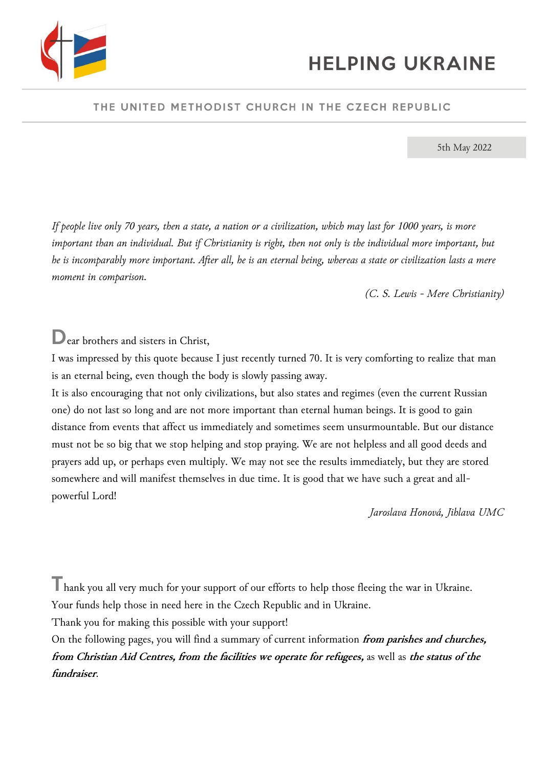# HELPING UKRAINE

## THE UNITED METHODIST CHURCH IN THE CZECH REPUBLIC

5th May 2022

*If people live only 70 years, then a state, a nation or a civilization, which may last for 1000 years, is more important than an individual. But if Christianity is right, then not only is the individual more important, but he is incomparably more important. After all, he is an eternal being, whereas a state or civilization lasts a mere moment in comparison.*

*(C. S. Lewis - Mere Christianity)*

Dear brothers and sisters in Christ,

I was impressed by this quote because I just recently turned 70. It is very comforting to realize that man is an eternal being, even though the body is slowly passing away.

It is also encouraging that not only civilizations, but also states and regimes (even the current Russian one) do not last so long and are not more important than eternal human beings. It is good to gain distance from events that affect us immediately and sometimes seem unsurmountable. But our distance must not be so big that we stop helping and stop praying. We are not helpless and all good deeds and prayers add up, or perhaps even multiply. We may not see the results immediately, but they are stored somewhere and will manifest themselves in due time. It is good that we have such a great and all-powerful Lord!

*Jaroslava Honová, Jihlava UMC*

Thank you all very much for your support of our efforts to help those fleeing the war in Ukraine. Your funds help those in need here in the Czech Republic and in Ukraine.

Thank you for making this possible with your support!

On the following pages, you will find a summary of current information ***from parishes and churches, from Christian Aid Centres, from the facilities we operate for refugees,*** as well as ***the status of the fundraiser***.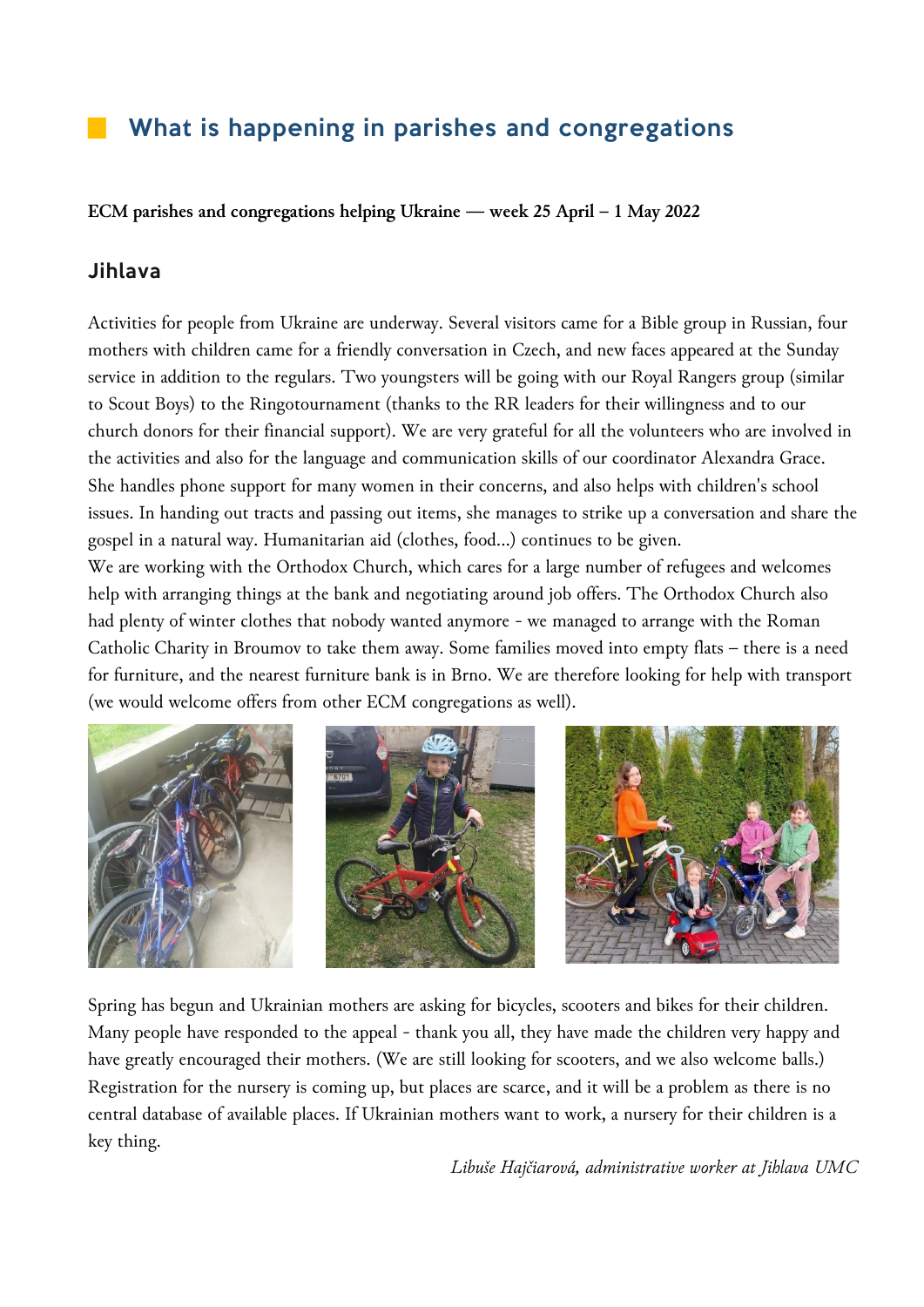## What is happening in parishes and congregations

**ECM parishes and congregations helping Ukraine — week 25 April – 1 May 2022**

### Jihlava

Activities for people from Ukraine are underway. Several visitors came for a Bible group in Russian, four mothers with children came for a friendly conversation in Czech, and new faces appeared at the Sunday service in addition to the regulars. Two youngsters will be going with our Royal Rangers group (similar to Scout Boys) to the Ringotournament (thanks to the RR leaders for their willingness and to our church donors for their financial support). We are very grateful for all the volunteers who are involved in the activities and also for the language and communication skills of our coordinator Alexandra Grace. She handles phone support for many women in their concerns, and also helps with children's school issues. In handing out tracts and passing out items, she manages to strike up a conversation and share the gospel in a natural way. Humanitarian aid (clothes, food...) continues to be given.
We are working with the Orthodox Church, which cares for a large number of refugees and welcomes help with arranging things at the bank and negotiating around job offers. The Orthodox Church also had plenty of winter clothes that nobody wanted anymore - we managed to arrange with the Roman Catholic Charity in Broumov to take them away. Some families moved into empty flats – there is a need for furniture, and the nearest furniture bank is in Brno. We are therefore looking for help with transport (we would welcome offers from other ECM congregations as well).

Spring has begun and Ukrainian mothers are asking for bicycles, scooters and bikes for their children. Many people have responded to the appeal - thank you all, they have made the children very happy and have greatly encouraged their mothers. (We are still looking for scooters, and we also welcome balls.) Registration for the nursery is coming up, but places are scarce, and it will be a problem as there is no central database of available places. If Ukrainian mothers want to work, a nursery for their children is a key thing.

*Libuše Hajčiarová, administrative worker at Jihlava UMC*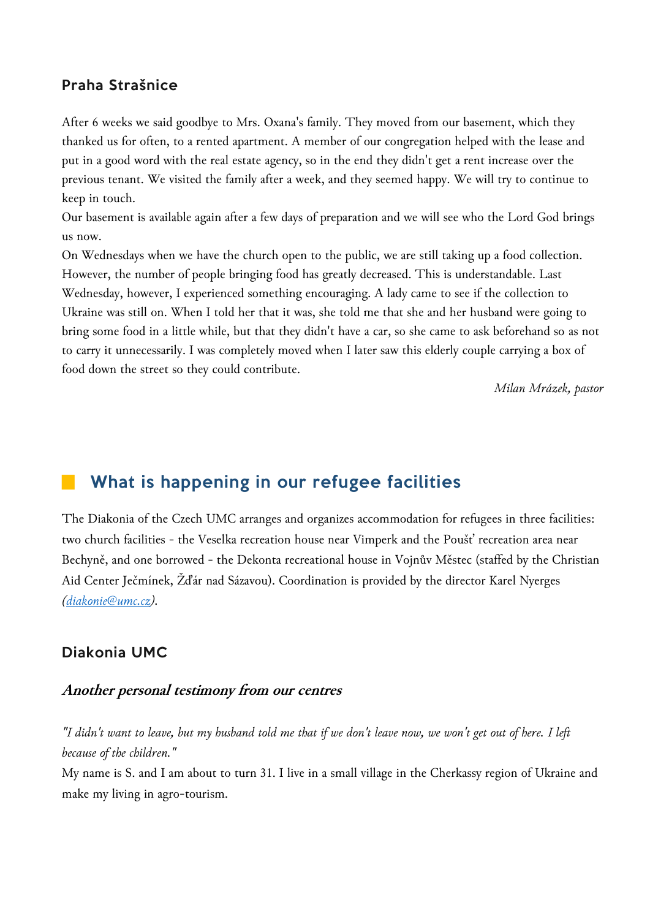### Praha Strašnice

After 6 weeks we said goodbye to Mrs. Oxana's family. They moved from our basement, which they thanked us for often, to a rented apartment. A member of our congregation helped with the lease and put in a good word with the real estate agency, so in the end they didn't get a rent increase over the previous tenant. We visited the family after a week, and they seemed happy. We will try to continue to keep in touch.

Our basement is available again after a few days of preparation and we will see who the Lord God brings us now.

On Wednesdays when we have the church open to the public, we are still taking up a food collection. However, the number of people bringing food has greatly decreased. This is understandable. Last Wednesday, however, I experienced something encouraging. A lady came to see if the collection to Ukraine was still on. When I told her that it was, she told me that she and her husband were going to bring some food in a little while, but that they didn't have a car, so she came to ask beforehand so as not to carry it unnecessarily. I was completely moved when I later saw this elderly couple carrying a box of food down the street so they could contribute.

*Milan Mrázek, pastor*

## What is happening in our refugee facilities

The Diakonia of the Czech UMC arranges and organizes accommodation for refugees in three facilities: two church facilities - the Veselka recreation house near Vimperk and the Poušť recreation area near Bechyně, and one borrowed - the Dekonta recreational house in Vojnův Městec (staffed by the Christian Aid Center Ječmínek, Žďár nad Sázavou). Coordination is provided by the director Karel Nyerges *(diakonie@umc.cz)*.

### Diakonia UMC

#### *Another personal testimony from our centres*

*"I didn't want to leave, but my husband told me that if we don't leave now, we won't get out of here. I left because of the children."*

My name is S. and I am about to turn 31. I live in a small village in the Cherkassy region of Ukraine and make my living in agro-tourism.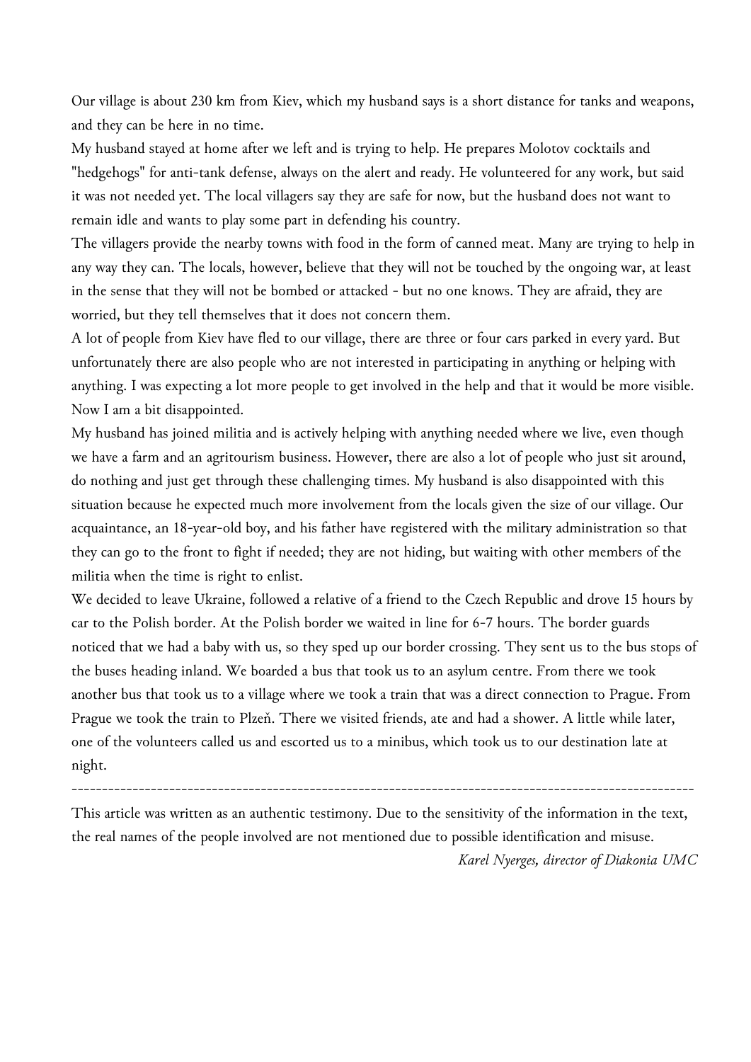Our village is about 230 km from Kiev, which my husband says is a short distance for tanks and weapons, and they can be here in no time.

My husband stayed at home after we left and is trying to help. He prepares Molotov cocktails and "hedgehogs" for anti-tank defense, always on the alert and ready. He volunteered for any work, but said it was not needed yet. The local villagers say they are safe for now, but the husband does not want to remain idle and wants to play some part in defending his country.

The villagers provide the nearby towns with food in the form of canned meat. Many are trying to help in any way they can. The locals, however, believe that they will not be touched by the ongoing war, at least in the sense that they will not be bombed or attacked - but no one knows. They are afraid, they are worried, but they tell themselves that it does not concern them.

A lot of people from Kiev have fled to our village, there are three or four cars parked in every yard. But unfortunately there are also people who are not interested in participating in anything or helping with anything. I was expecting a lot more people to get involved in the help and that it would be more visible. Now I am a bit disappointed.

My husband has joined militia and is actively helping with anything needed where we live, even though we have a farm and an agritourism business. However, there are also a lot of people who just sit around, do nothing and just get through these challenging times. My husband is also disappointed with this situation because he expected much more involvement from the locals given the size of our village. Our acquaintance, an 18-year-old boy, and his father have registered with the military administration so that they can go to the front to fight if needed; they are not hiding, but waiting with other members of the militia when the time is right to enlist.

We decided to leave Ukraine, followed a relative of a friend to the Czech Republic and drove 15 hours by car to the Polish border. At the Polish border we waited in line for 6-7 hours. The border guards noticed that we had a baby with us, so they sped up our border crossing. They sent us to the bus stops of the buses heading inland. We boarded a bus that took us to an asylum centre. From there we took another bus that took us to a village where we took a train that was a direct connection to Prague. From Prague we took the train to Plzeň. There we visited friends, ate and had a shower. A little while later, one of the volunteers called us and escorted us to a minibus, which took us to our destination late at night.

---

This article was written as an authentic testimony. Due to the sensitivity of the information in the text, the real names of the people involved are not mentioned due to possible identification and misuse.

*Karel Nyerges, director of Diakonia UMC*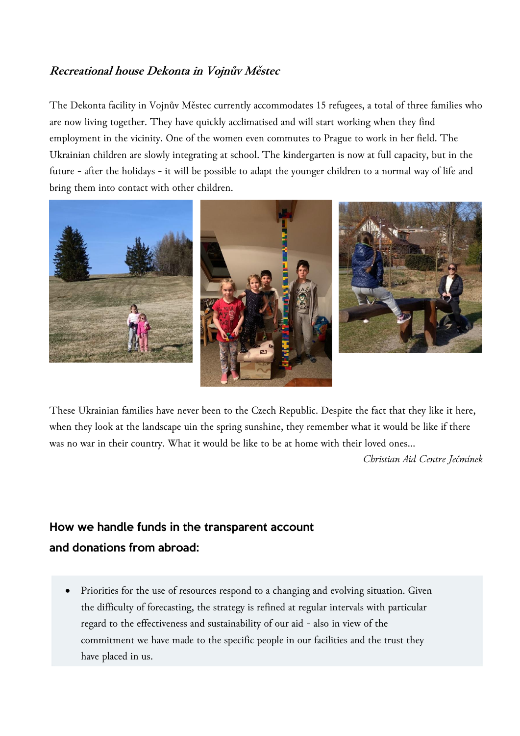### *Recreational house Dekonta in Vojnův Městec*

The Dekonta facility in Vojnův Městec currently accommodates 15 refugees, a total of three families who are now living together. They have quickly acclimatised and will start working when they find employment in the vicinity. One of the women even commutes to Prague to work in her field. The Ukrainian children are slowly integrating at school. The kindergarten is now at full capacity, but in the future - after the holidays - it will be possible to adapt the younger children to a normal way of life and bring them into contact with other children.

These Ukrainian families have never been to the Czech Republic. Despite the fact that they like it here, when they look at the landscape uin the spring sunshine, they remember what it would be like if there was no war in their country. What it would be like to be at home with their loved ones...

*Christian Aid Centre Ječmínek*

## How we handle funds in the transparent account and donations from abroad:

- Priorities for the use of resources respond to a changing and evolving situation. Given the difficulty of forecasting, the strategy is refined at regular intervals with particular regard to the effectiveness and sustainability of our aid - also in view of the commitment we have made to the specific people in our facilities and the trust they have placed in us.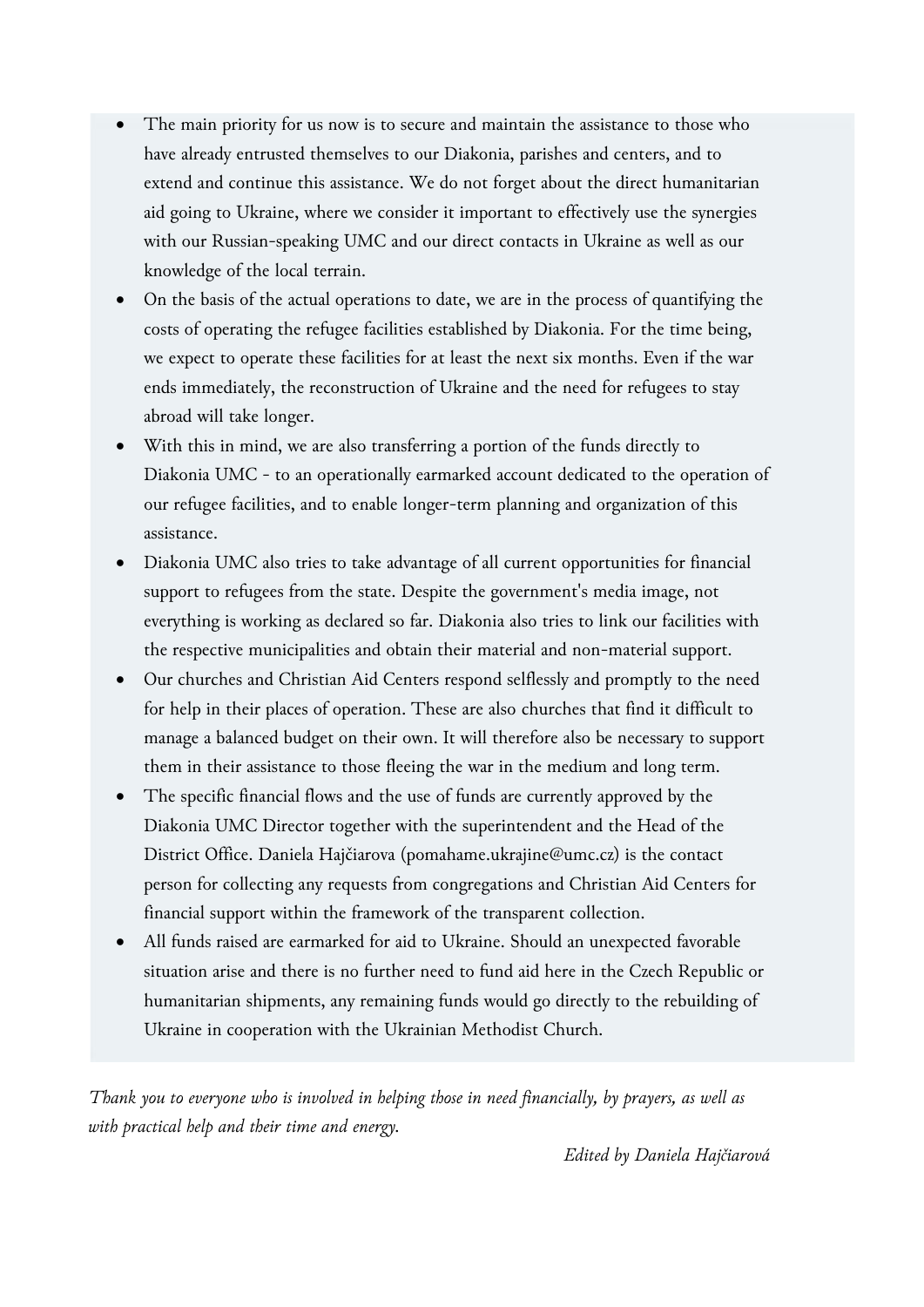- The main priority for us now is to secure and maintain the assistance to those who have already entrusted themselves to our Diakonia, parishes and centers, and to extend and continue this assistance. We do not forget about the direct humanitarian aid going to Ukraine, where we consider it important to effectively use the synergies with our Russian-speaking UMC and our direct contacts in Ukraine as well as our knowledge of the local terrain.
- On the basis of the actual operations to date, we are in the process of quantifying the costs of operating the refugee facilities established by Diakonia. For the time being, we expect to operate these facilities for at least the next six months. Even if the war ends immediately, the reconstruction of Ukraine and the need for refugees to stay abroad will take longer.
- With this in mind, we are also transferring a portion of the funds directly to Diakonia UMC - to an operationally earmarked account dedicated to the operation of our refugee facilities, and to enable longer-term planning and organization of this assistance.
- Diakonia UMC also tries to take advantage of all current opportunities for financial support to refugees from the state. Despite the government's media image, not everything is working as declared so far. Diakonia also tries to link our facilities with the respective municipalities and obtain their material and non-material support.
- Our churches and Christian Aid Centers respond selflessly and promptly to the need for help in their places of operation. These are also churches that find it difficult to manage a balanced budget on their own. It will therefore also be necessary to support them in their assistance to those fleeing the war in the medium and long term.
- The specific financial flows and the use of funds are currently approved by the Diakonia UMC Director together with the superintendent and the Head of the District Office. Daniela Hajčiarova (pomahame.ukrajine@umc.cz) is the contact person for collecting any requests from congregations and Christian Aid Centers for financial support within the framework of the transparent collection.
- All funds raised are earmarked for aid to Ukraine. Should an unexpected favorable situation arise and there is no further need to fund aid here in the Czech Republic or humanitarian shipments, any remaining funds would go directly to the rebuilding of Ukraine in cooperation with the Ukrainian Methodist Church.

*Thank you to everyone who is involved in helping those in need financially, by prayers, as well as with practical help and their time and energy.*

*Edited by Daniela Hajčiarová*